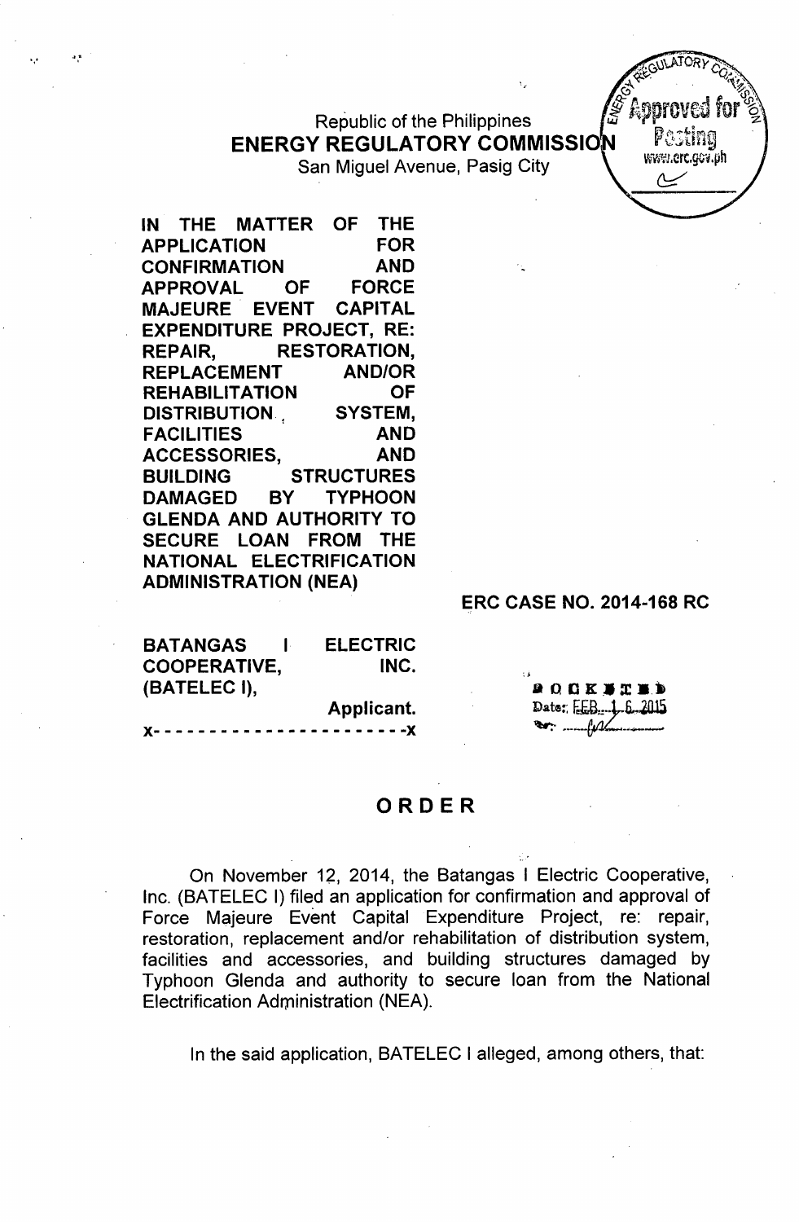Republic of the Philippines
**ENERGY REGULATORY COMMISSION**
San Miguel Avenue, Pasig City

Approved for Posting
www.erc.gov.ph

**IN THE MATTER OF THE APPLICATION FOR CONFIRMATION AND APPROVAL OF FORCE MAJEURE EVENT CAPITAL EXPENDITURE PROJECT, RE: REPAIR, RESTORATION, REPLACEMENT AND/OR REHABILITATION OF DISTRIBUTION SYSTEM, FACILITIES AND ACCESSORIES, AND BUILDING STRUCTURES DAMAGED BY TYPHOON GLENDA AND AUTHORITY TO SECURE LOAN FROM THE NATIONAL ELECTRIFICATION ADMINISTRATION (NEA)**

**ERC CASE NO. 2014-168 RC**

**BATANGAS I ELECTRIC COOPERATIVE, INC. (BATELEC I),**
**Applicant.**
x- - - - - - - - - - - - - - - - - - - - - - -x

DOCKETED
Date: FEB 16 2015

# ORDER

On November 12, 2014, the Batangas I Electric Cooperative, Inc. (BATELEC I) filed an application for confirmation and approval of Force Majeure Event Capital Expenditure Project, re: repair, restoration, replacement and/or rehabilitation of distribution system, facilities and accessories, and building structures damaged by Typhoon Glenda and authority to secure loan from the National Electrification Administration (NEA).

In the said application, BATELEC I alleged, among others, that: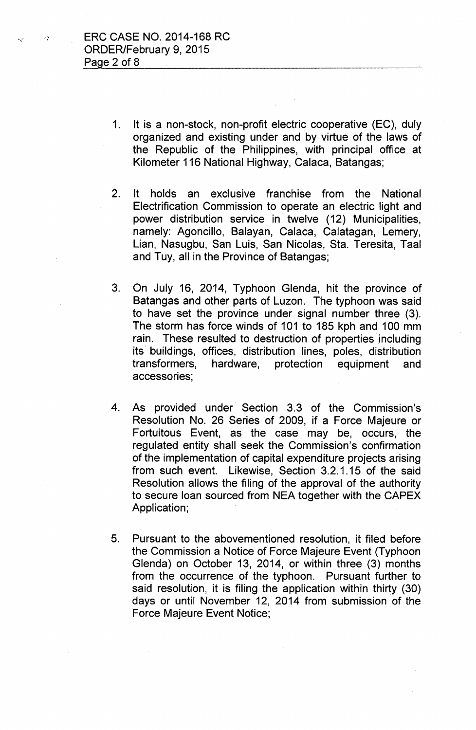1. It is a non-stock, non-profit electric cooperative (EC), duly organized and existing under and by virtue of the laws of the Republic of the Philippines, with principal office at Kilometer 116 National Highway, Calaca, Batangas;

2. It holds an exclusive franchise from the National Electrification Commission to operate an electric light and power distribution service in twelve (12) Municipalities, namely: Agoncillo, Balayan, Calaca, Calatagan, Lemery, Lian, Nasugbu, San Luis, San Nicolas, Sta. Teresita, Taal and Tuy, all in the Province of Batangas;

3. On July 16, 2014, Typhoon Glenda, hit the province of Batangas and other parts of Luzon. The typhoon was said to have set the province under signal number three (3). The storm has force winds of 101 to 185 kph and 100 mm rain. These resulted to destruction of properties including its buildings, offices, distribution lines, poles, distribution transformers, hardware, protection equipment and accessories;

4. As provided under Section 3.3 of the Commission's Resolution No. 26 Series of 2009, if a Force Majeure or Fortuitous Event, as the case may be, occurs, the regulated entity shall seek the Commission's confirmation of the implementation of capital expenditure projects arising from such event. Likewise, Section 3.2.1.15 of the said Resolution allows the filing of the approval of the authority to secure loan sourced from NEA together with the CAPEX Application;

5. Pursuant to the abovementioned resolution, it filed before the Commission a Notice of Force Majeure Event (Typhoon Glenda) on October 13, 2014, or within three (3) months from the occurrence of the typhoon. Pursuant further to said resolution, it is filing the application within thirty (30) days or until November 12, 2014 from submission of the Force Majeure Event Notice;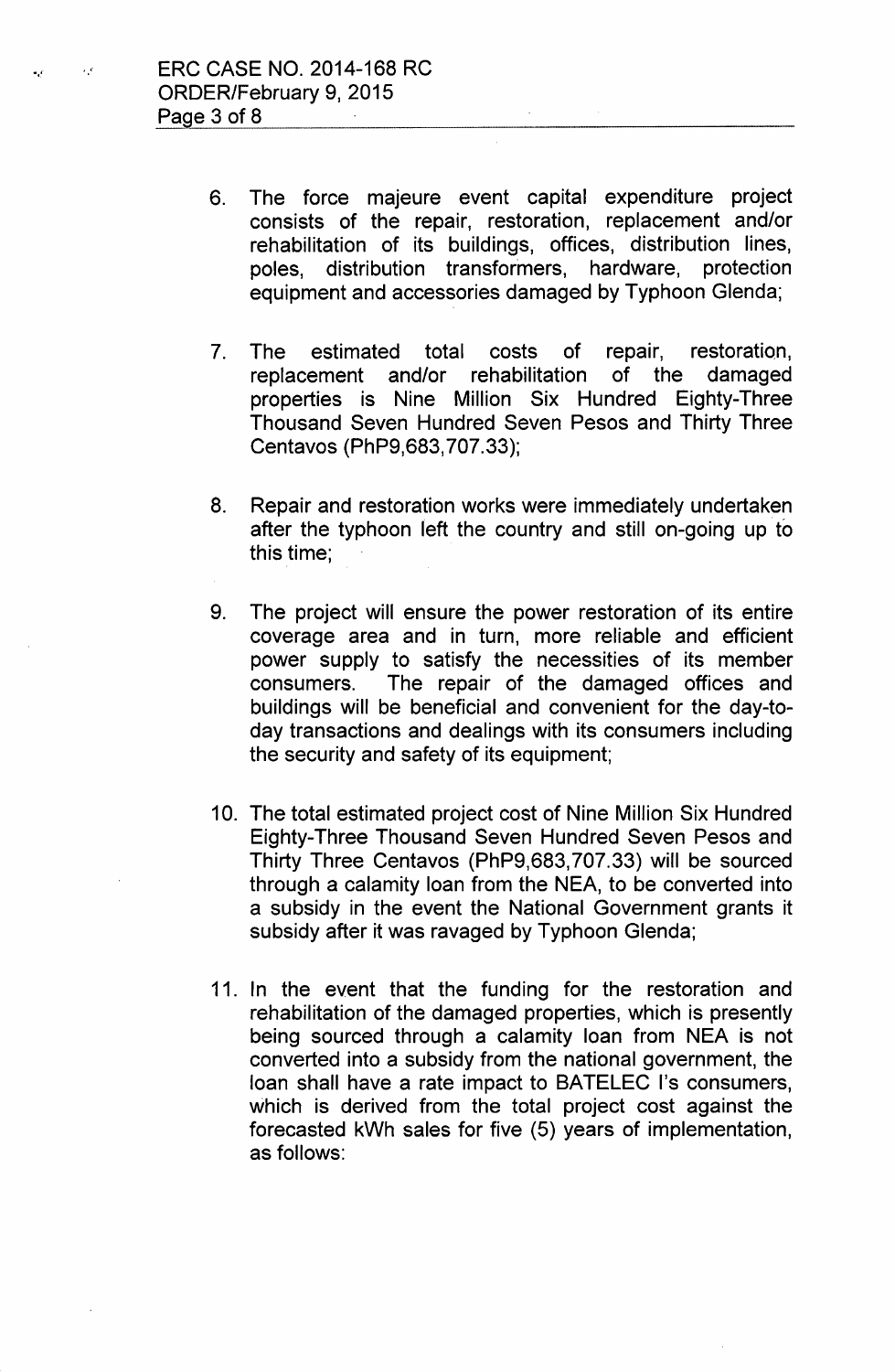6. The force majeure event capital expenditure project consists of the repair, restoration, replacement and/or rehabilitation of its buildings, offices, distribution lines, poles, distribution transformers, hardware, protection equipment and accessories damaged by Typhoon Glenda;

7. The estimated total costs of repair, restoration, replacement and/or rehabilitation of the damaged properties is Nine Million Six Hundred Eighty-Three Thousand Seven Hundred Seven Pesos and Thirty Three Centavos (PhP9,683,707.33);

8. Repair and restoration works were immediately undertaken after the typhoon left the country and still on-going up to this time;

9. The project will ensure the power restoration of its entire coverage area and in turn, more reliable and efficient power supply to satisfy the necessities of its member consumers. The repair of the damaged offices and buildings will be beneficial and convenient for the day-to-day transactions and dealings with its consumers including the security and safety of its equipment;

10. The total estimated project cost of Nine Million Six Hundred Eighty-Three Thousand Seven Hundred Seven Pesos and Thirty Three Centavos (PhP9,683,707.33) will be sourced through a calamity loan from the NEA, to be converted into a subsidy in the event the National Government grants it subsidy after it was ravaged by Typhoon Glenda;

11. In the event that the funding for the restoration and rehabilitation of the damaged properties, which is presently being sourced through a calamity loan from NEA is not converted into a subsidy from the national government, the loan shall have a rate impact to BATELEC I's consumers, which is derived from the total project cost against the forecasted kWh sales for five (5) years of implementation, as follows: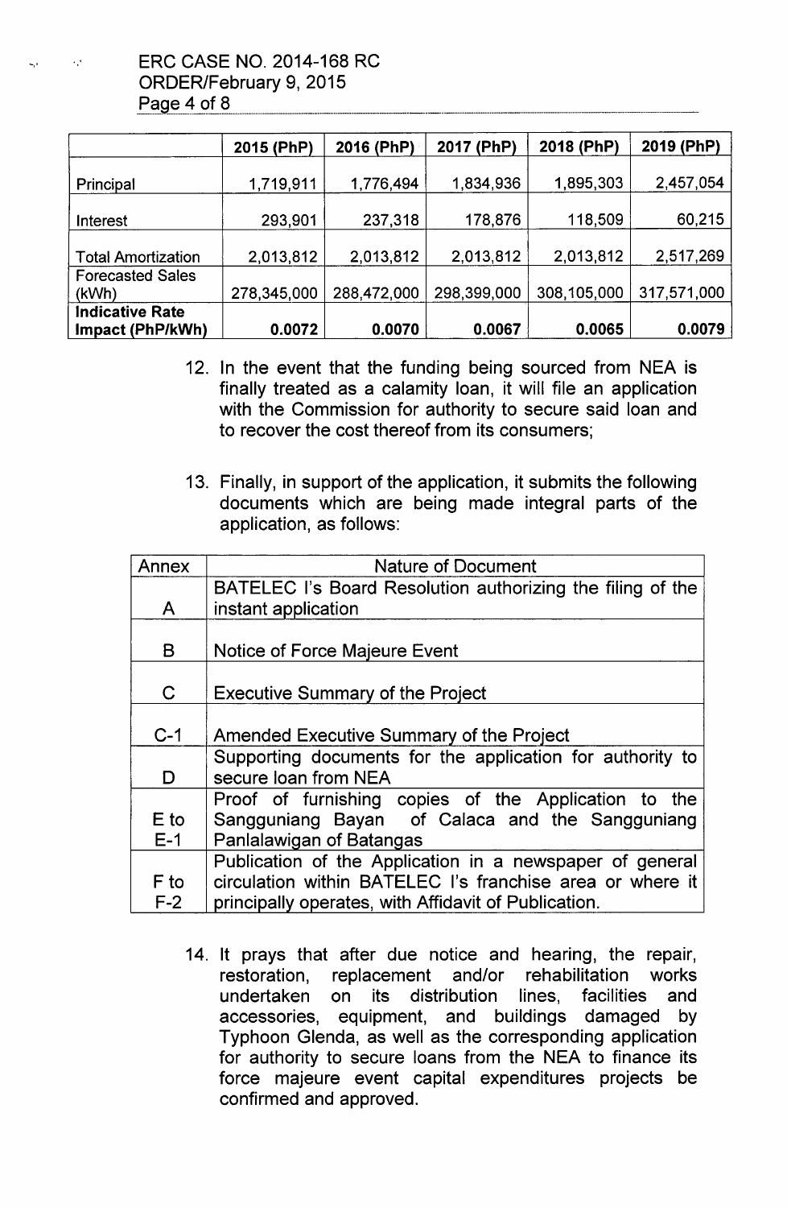| | 2015 (PhP) | 2016 (PhP) | 2017 (PhP) | 2018 (PhP) | 2019 (PhP) |
|---|---|---|---|---|---|
| Principal | 1,719,911 | 1,776,494 | 1,834,936 | 1,895,303 | 2,457,054 |
| Interest | 293,901 | 237,318 | 178,876 | 118,509 | 60,215 |
| Total Amortization | 2,013,812 | 2,013,812 | 2,013,812 | 2,013,812 | 2,517,269 |
| Forecasted Sales (kWh) | 278,345,000 | 288,472,000 | 298,399,000 | 308,105,000 | 317,571,000 |
| **Indicative Rate Impact (PhP/kWh)** | **0.0072** | **0.0070** | **0.0067** | **0.0065** | **0.0079** |

12. In the event that the funding being sourced from NEA is finally treated as a calamity loan, it will file an application with the Commission for authority to secure said loan and to recover the cost thereof from its consumers;

13. Finally, in support of the application, it submits the following documents which are being made integral parts of the application, as follows:

| Annex | Nature of Document |
|---|---|
| A | BATELEC I's Board Resolution authorizing the filing of the instant application |
| B | Notice of Force Majeure Event |
| C | Executive Summary of the Project |
| C-1 | Amended Executive Summary of the Project |
| D | Supporting documents for the application for authority to secure loan from NEA |
| E to E-1 | Proof of furnishing copies of the Application to the Sangguniang Bayan of Calaca and the Sangguniang Panlalawigan of Batangas |
| F to F-2 | Publication of the Application in a newspaper of general circulation within BATELEC I's franchise area or where it principally operates, with Affidavit of Publication. |

14. It prays that after due notice and hearing, the repair, restoration, replacement and/or rehabilitation works undertaken on its distribution lines, facilities and accessories, equipment, and buildings damaged by Typhoon Glenda, as well as the corresponding application for authority to secure loans from the NEA to finance its force majeure event capital expenditures projects be confirmed and approved.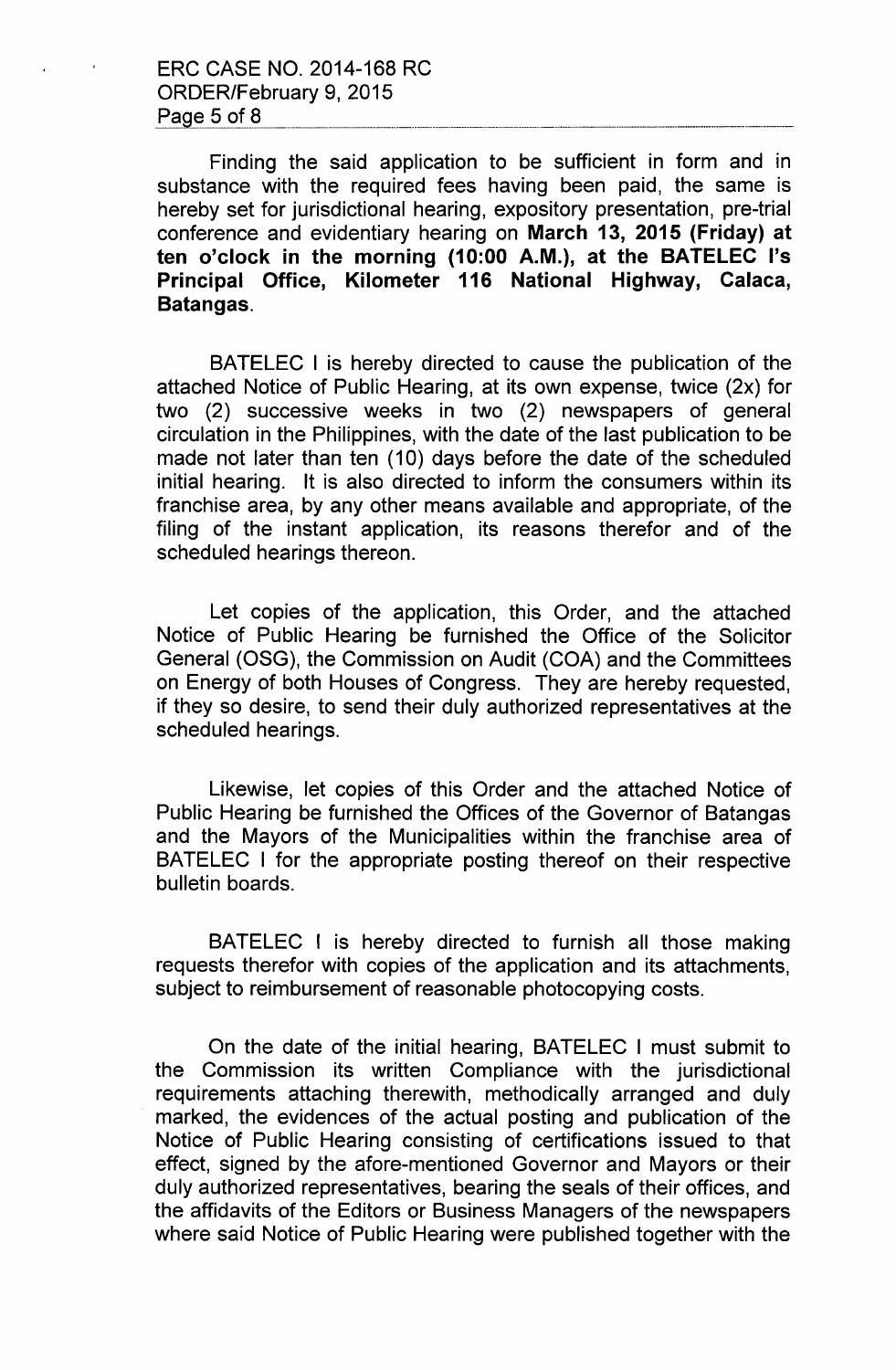Finding the said application to be sufficient in form and in substance with the required fees having been paid, the same is hereby set for jurisdictional hearing, expository presentation, pre-trial conference and evidentiary hearing on **March 13, 2015 (Friday) at ten o'clock in the morning (10:00 A.M.), at the BATELEC I's Principal Office, Kilometer 116 National Highway, Calaca, Batangas.**

BATELEC I is hereby directed to cause the publication of the attached Notice of Public Hearing, at its own expense, twice (2x) for two (2) successive weeks in two (2) newspapers of general circulation in the Philippines, with the date of the last publication to be made not later than ten (10) days before the date of the scheduled initial hearing. It is also directed to inform the consumers within its franchise area, by any other means available and appropriate, of the filing of the instant application, its reasons therefor and of the scheduled hearings thereon.

Let copies of the application, this Order, and the attached Notice of Public Hearing be furnished the Office of the Solicitor General (OSG), the Commission on Audit (COA) and the Committees on Energy of both Houses of Congress. They are hereby requested, if they so desire, to send their duly authorized representatives at the scheduled hearings.

Likewise, let copies of this Order and the attached Notice of Public Hearing be furnished the Offices of the Governor of Batangas and the Mayors of the Municipalities within the franchise area of BATELEC I for the appropriate posting thereof on their respective bulletin boards.

BATELEC I is hereby directed to furnish all those making requests therefor with copies of the application and its attachments, subject to reimbursement of reasonable photocopying costs.

On the date of the initial hearing, BATELEC I must submit to the Commission its written Compliance with the jurisdictional requirements attaching therewith, methodically arranged and duly marked, the evidences of the actual posting and publication of the Notice of Public Hearing consisting of certifications issued to that effect, signed by the afore-mentioned Governor and Mayors or their duly authorized representatives, bearing the seals of their offices, and the affidavits of the Editors or Business Managers of the newspapers where said Notice of Public Hearing were published together with the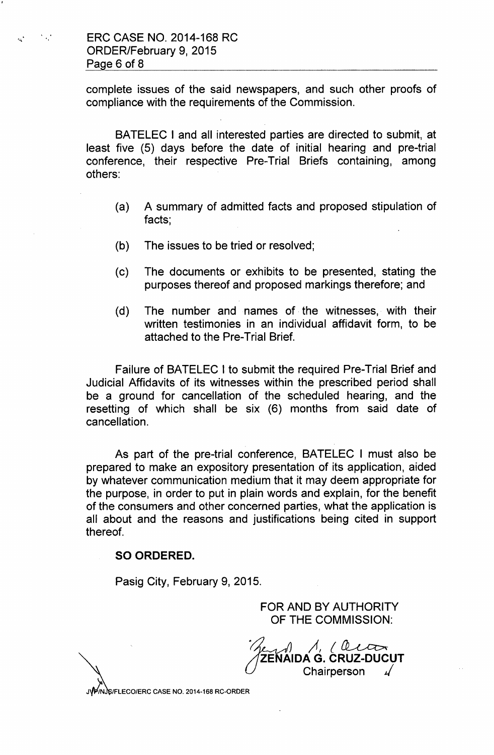complete issues of the said newspapers, and such other proofs of compliance with the requirements of the Commission.

BATELEC I and all interested parties are directed to submit, at least five (5) days before the date of initial hearing and pre-trial conference, their respective Pre-Trial Briefs containing, among others:

(a) A summary of admitted facts and proposed stipulation of facts;

(b) The issues to be tried or resolved;

(c) The documents or exhibits to be presented, stating the purposes thereof and proposed markings therefore; and

(d) The number and names of the witnesses, with their written testimonies in an individual affidavit form, to be attached to the Pre-Trial Brief.

Failure of BATELEC I to submit the required Pre-Trial Brief and Judicial Affidavits of its witnesses within the prescribed period shall be a ground for cancellation of the scheduled hearing, and the resetting of which shall be six (6) months from said date of cancellation.

As part of the pre-trial conference, BATELEC I must also be prepared to make an expository presentation of its application, aided by whatever communication medium that it may deem appropriate for the purpose, in order to put in plain words and explain, for the benefit of the consumers and other concerned parties, what the application is all about and the reasons and justifications being cited in support thereof.

**SO ORDERED.**

Pasig City, February 9, 2015.

FOR AND BY AUTHORITY
OF THE COMMISSION:

**ZENAIDA G. CRUZ-DUCUT**
Chairperson

JVP/NJS/FLECO/ERC CASE NO. 2014-168 RC-ORDER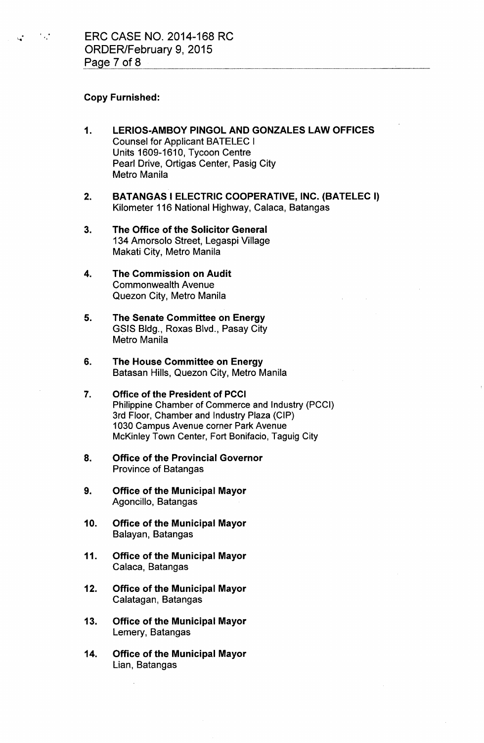**Copy Furnished:**

1. **LERIOS-AMBOY PINGOL AND GONZALES LAW OFFICES**
   Counsel for Applicant BATELEC I
   Units 1609-1610, Tycoon Centre
   Pearl Drive, Ortigas Center, Pasig City
   Metro Manila

2. **BATANGAS I ELECTRIC COOPERATIVE, INC. (BATELEC I)**
   Kilometer 116 National Highway, Calaca, Batangas

3. **The Office of the Solicitor General**
   134 Amorsolo Street, Legaspi Village
   Makati City, Metro Manila

4. **The Commission on Audit**
   Commonwealth Avenue
   Quezon City, Metro Manila

5. **The Senate Committee on Energy**
   GSIS Bldg., Roxas Blvd., Pasay City
   Metro Manila

6. **The House Committee on Energy**
   Batasan Hills, Quezon City, Metro Manila

7. **Office of the President of PCCI**
   Philippine Chamber of Commerce and Industry (PCCI)
   3rd Floor, Chamber and Industry Plaza (CIP)
   1030 Campus Avenue corner Park Avenue
   McKinley Town Center, Fort Bonifacio, Taguig City

8. **Office of the Provincial Governor**
   Province of Batangas

9. **Office of the Municipal Mayor**
   Agoncillo, Batangas

10. **Office of the Municipal Mayor**
    Balayan, Batangas

11. **Office of the Municipal Mayor**
    Calaca, Batangas

12. **Office of the Municipal Mayor**
    Calatagan, Batangas

13. **Office of the Municipal Mayor**
    Lemery, Batangas

14. **Office of the Municipal Mayor**
    Lian, Batangas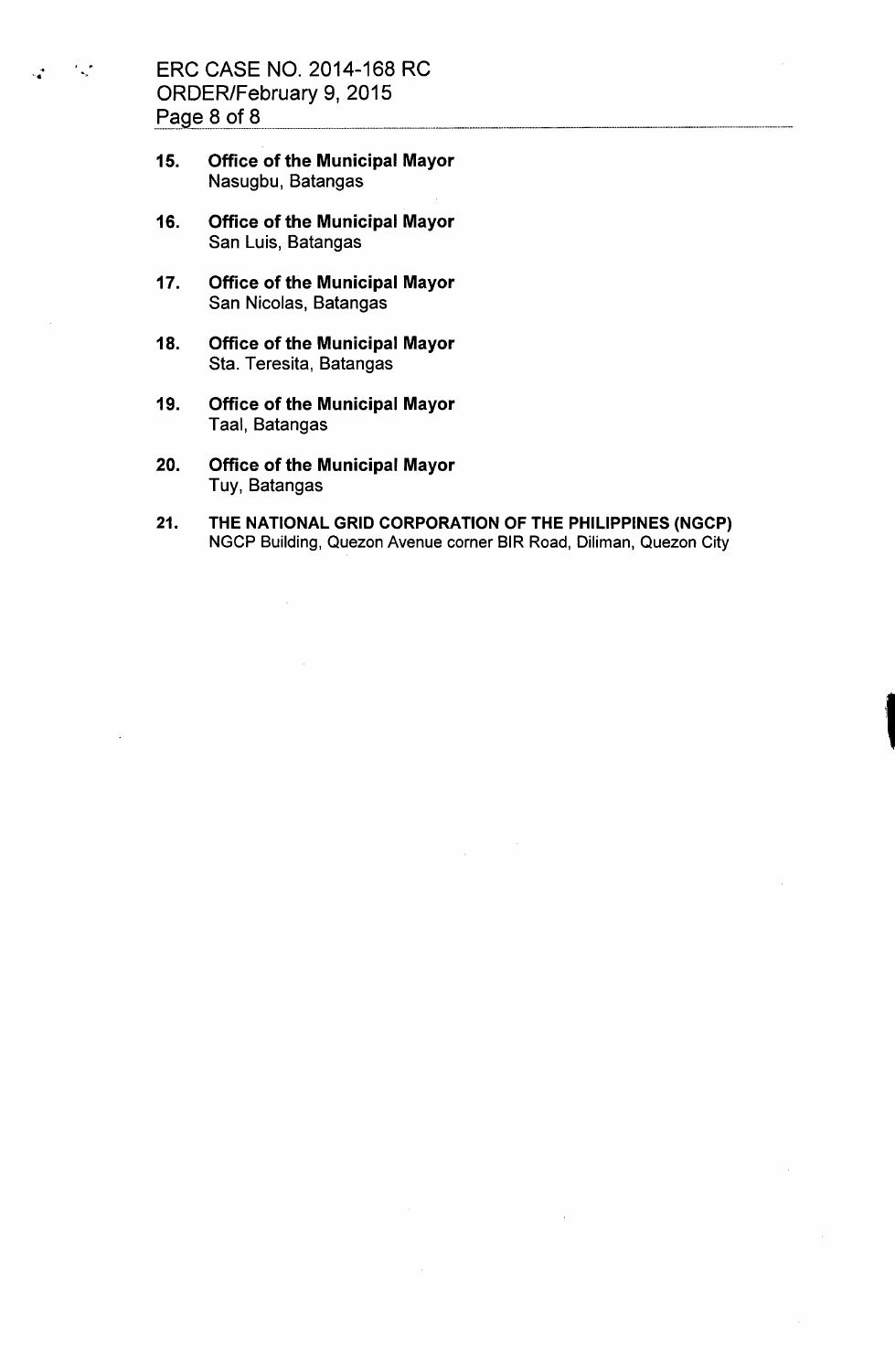15. **Office of the Municipal Mayor**
    Nasugbu, Batangas

16. **Office of the Municipal Mayor**
    San Luis, Batangas

17. **Office of the Municipal Mayor**
    San Nicolas, Batangas

18. **Office of the Municipal Mayor**
    Sta. Teresita, Batangas

19. **Office of the Municipal Mayor**
    Taal, Batangas

20. **Office of the Municipal Mayor**
    Tuy, Batangas

21. **THE NATIONAL GRID CORPORATION OF THE PHILIPPINES (NGCP)**
    NGCP Building, Quezon Avenue corner BIR Road, Diliman, Quezon City